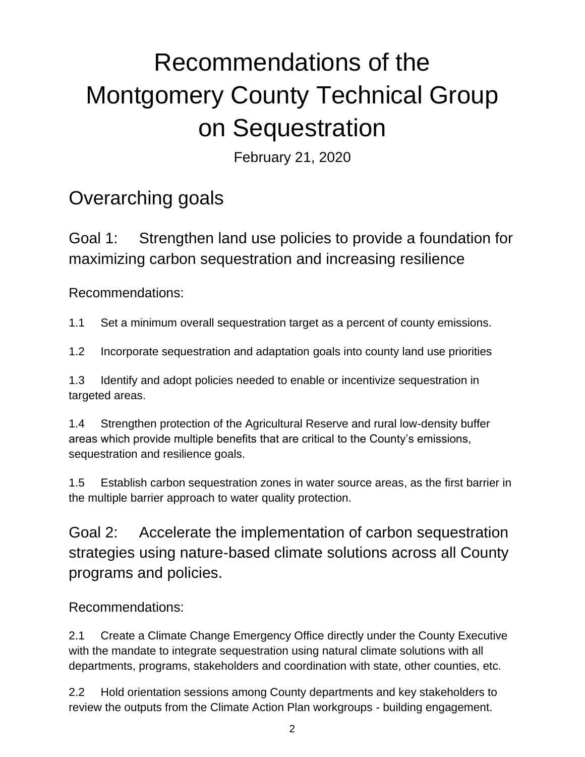# Recommendations of the Montgomery County Technical Group on Sequestration

February 21, 2020

## Overarching goals

### Goal 1: Strengthen land use policies to provide a foundation for maximizing carbon sequestration and increasing resilience

Recommendations:

1.1 Set a minimum overall sequestration target as a percent of county emissions.

1.2 Incorporate sequestration and adaptation goals into county land use priorities

1.3 Identify and adopt policies needed to enable or incentivize sequestration in targeted areas.

1.4 Strengthen protection of the Agricultural Reserve and rural low-density buffer areas which provide multiple benefits that are critical to the County's emissions, sequestration and resilience goals.

1.5 Establish carbon sequestration zones in water source areas, as the first barrier in the multiple barrier approach to water quality protection.

### Goal 2: Accelerate the implementation of carbon sequestration strategies using nature-based climate solutions across all County programs and policies.

Recommendations:

2.1 Create a Climate Change Emergency Office directly under the County Executive with the mandate to integrate sequestration using natural climate solutions with all departments, programs, stakeholders and coordination with state, other counties, etc.

2.2 Hold orientation sessions among County departments and key stakeholders to review the outputs from the Climate Action Plan workgroups - building engagement.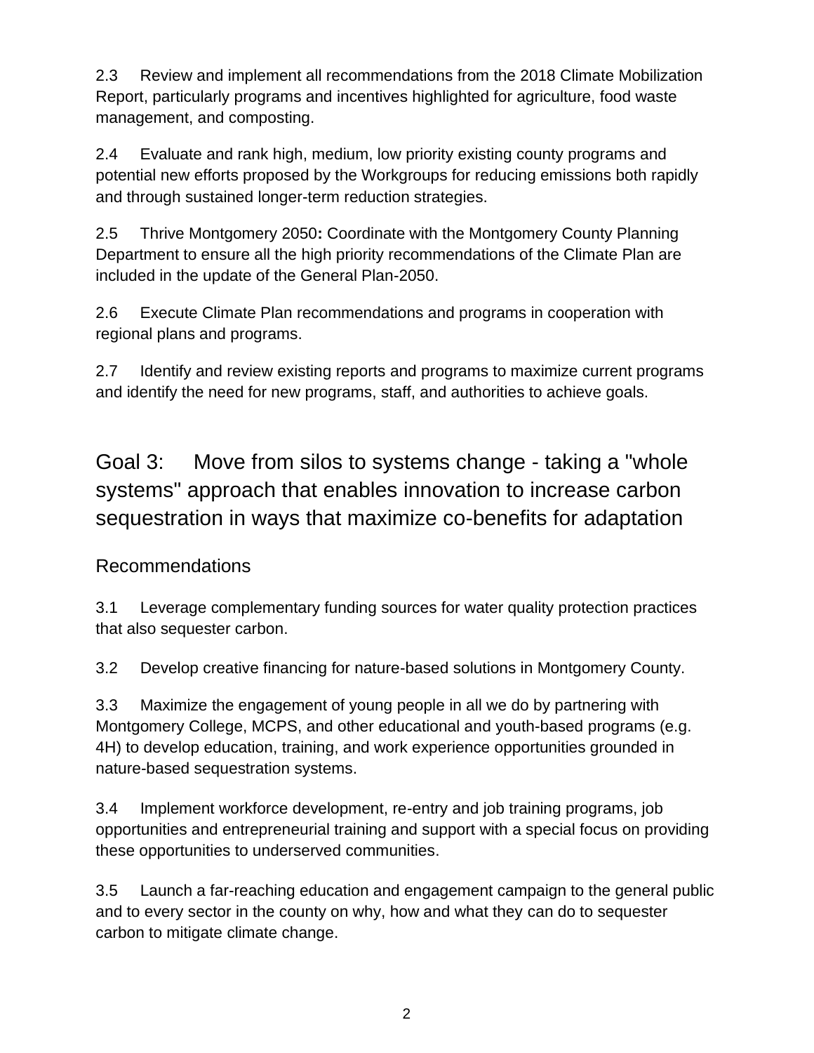2.3 Review and implement all recommendations from the 2018 Climate Mobilization Report, particularly programs and incentives highlighted for agriculture, food waste management, and composting.

2.4 Evaluate and rank high, medium, low priority existing county programs and potential new efforts proposed by the Workgroups for reducing emissions both rapidly and through sustained longer-term reduction strategies.

2.5 Thrive Montgomery 2050**:** Coordinate with the Montgomery County Planning Department to ensure all the high priority recommendations of the Climate Plan are included in the update of the General Plan-2050.

2.6 Execute Climate Plan recommendations and programs in cooperation with regional plans and programs.

2.7 Identify and review existing reports and programs to maximize current programs and identify the need for new programs, staff, and authorities to achieve goals.

## Goal 3: Move from silos to systems change - taking a "whole systems" approach that enables innovation to increase carbon sequestration in ways that maximize co-benefits for adaptation

### Recommendations

3.1 Leverage complementary funding sources for water quality protection practices that also sequester carbon.

3.2 Develop creative financing for nature-based solutions in Montgomery County.

3.3 Maximize the engagement of young people in all we do by partnering with Montgomery College, MCPS, and other educational and youth-based programs (e.g. 4H) to develop education, training, and work experience opportunities grounded in nature-based sequestration systems.

3.4 Implement workforce development, re-entry and job training programs, job opportunities and entrepreneurial training and support with a special focus on providing these opportunities to underserved communities.

3.5 Launch a far-reaching education and engagement campaign to the general public and to every sector in the county on why, how and what they can do to sequester carbon to mitigate climate change.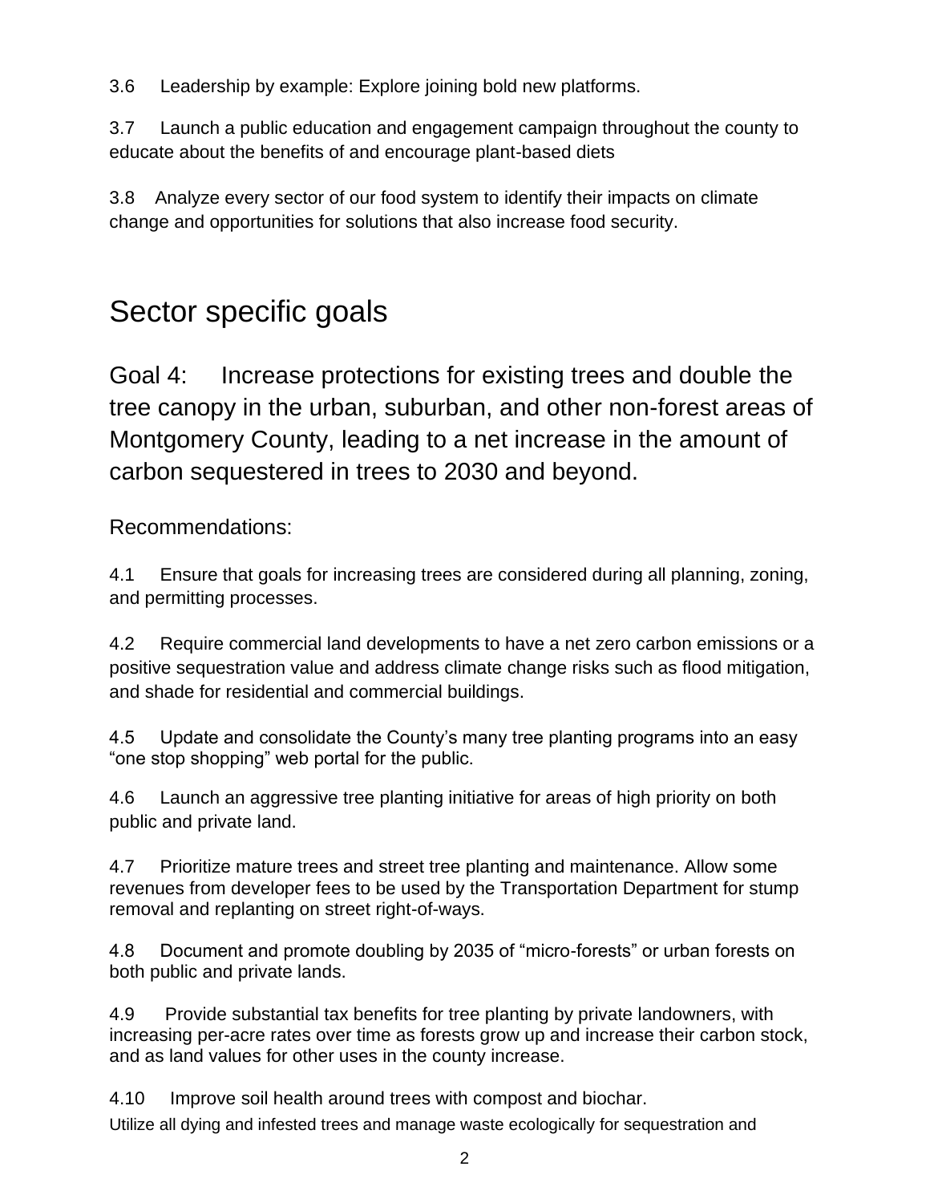3.6 Leadership by example: Explore joining bold new platforms.

3.7 Launch a public education and engagement campaign throughout the county to educate about the benefits of and encourage plant-based diets

3.8 Analyze every sector of our food system to identify their impacts on climate change and opportunities for solutions that also increase food security.

# Sector specific goals

## Goal 4: Increase protections for existing trees and double the tree canopy in the urban, suburban, and other non-forest areas of Montgomery County, leading to a net increase in the amount of carbon sequestered in trees to 2030 and beyond.

### Recommendations:

4.1 Ensure that goals for increasing trees are considered during all planning, zoning, and permitting processes.

4.2 Require commercial land developments to have a net zero carbon emissions or a positive sequestration value and address climate change risks such as flood mitigation, and shade for residential and commercial buildings.

4.5 Update and consolidate the County's many tree planting programs into an easy "one stop shopping" web portal for the public.

4.6 Launch an aggressive tree planting initiative for areas of high priority on both public and private land.

4.7 Prioritize mature trees and street tree planting and maintenance. Allow some revenues from developer fees to be used by the Transportation Department for stump removal and replanting on street right-of-ways.

4.8 Document and promote doubling by 2035 of "micro-forests" or urban forests on both public and private lands.

4.9 Provide substantial tax benefits for tree planting by private landowners, with increasing per-acre rates over time as forests grow up and increase their carbon stock, and as land values for other uses in the county increase.

4.10 Improve soil health around trees with compost and biochar.
Utilize all dying and infested trees and manage waste ecologically for sequestration and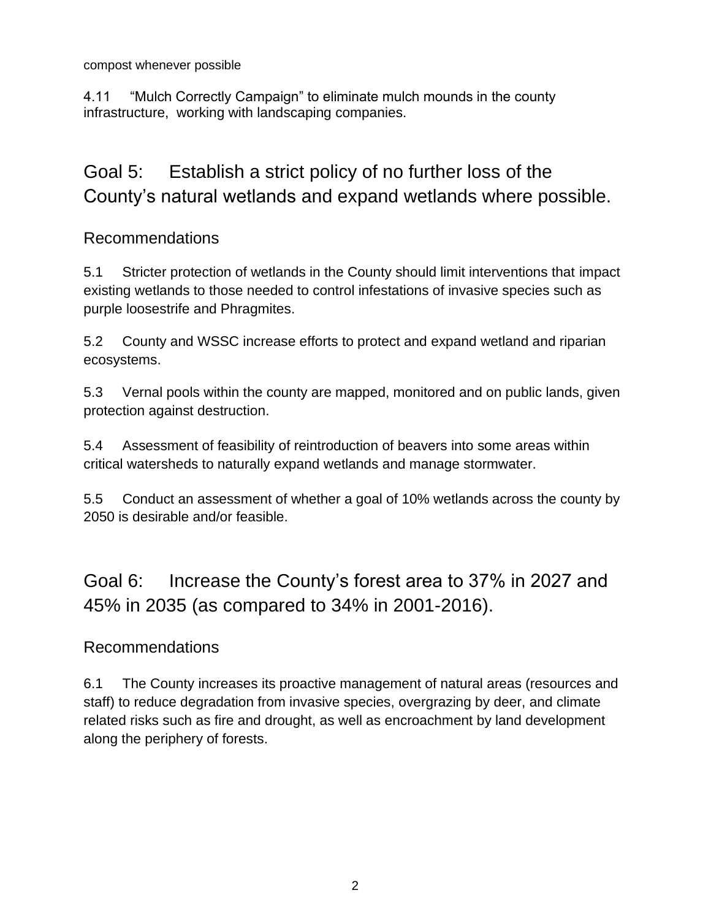compost whenever possible

4.11 "Mulch Correctly Campaign" to eliminate mulch mounds in the county infrastructure, working with landscaping companies.

## Goal 5: Establish a strict policy of no further loss of the County's natural wetlands and expand wetlands where possible.

### Recommendations

5.1 Stricter protection of wetlands in the County should limit interventions that impact existing wetlands to those needed to control infestations of invasive species such as purple loosestrife and Phragmites.

5.2 County and WSSC increase efforts to protect and expand wetland and riparian ecosystems.

5.3 Vernal pools within the county are mapped, monitored and on public lands, given protection against destruction.

5.4 Assessment of feasibility of reintroduction of beavers into some areas within critical watersheds to naturally expand wetlands and manage stormwater.

5.5 Conduct an assessment of whether a goal of 10% wetlands across the county by 2050 is desirable and/or feasible.

## Goal 6: Increase the County's forest area to 37% in 2027 and 45% in 2035 (as compared to 34% in 2001-2016).

### Recommendations

6.1 The County increases its proactive management of natural areas (resources and staff) to reduce degradation from invasive species, overgrazing by deer, and climate related risks such as fire and drought, as well as encroachment by land development along the periphery of forests.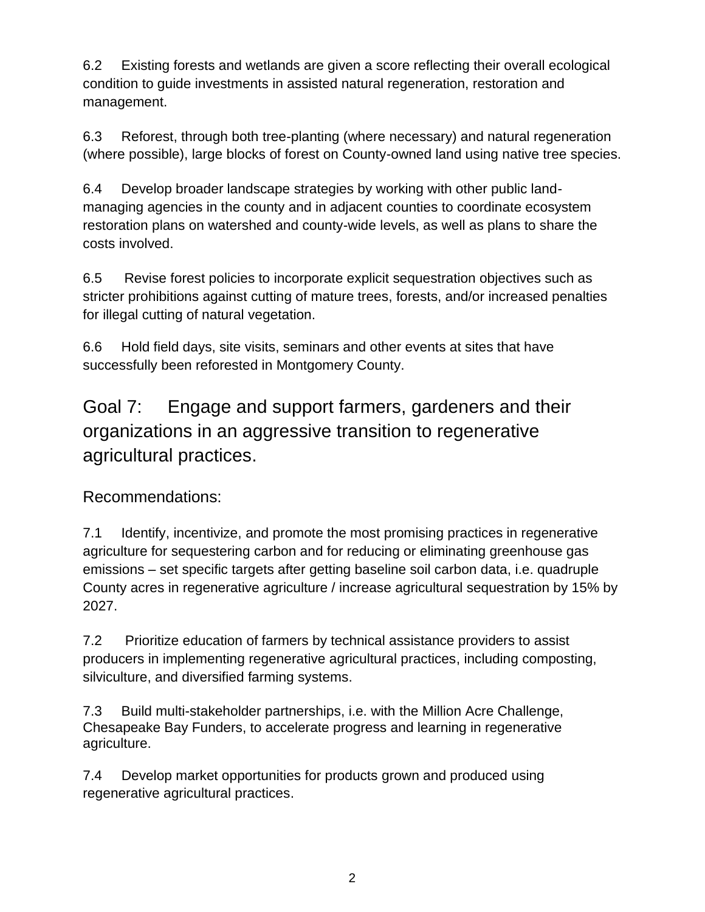6.2 Existing forests and wetlands are given a score reflecting their overall ecological condition to guide investments in assisted natural regeneration, restoration and management.

6.3 Reforest, through both tree-planting (where necessary) and natural regeneration (where possible), large blocks of forest on County-owned land using native tree species.

6.4 Develop broader landscape strategies by working with other public land-managing agencies in the county and in adjacent counties to coordinate ecosystem restoration plans on watershed and county-wide levels, as well as plans to share the costs involved.

6.5 Revise forest policies to incorporate explicit sequestration objectives such as stricter prohibitions against cutting of mature trees, forests, and/or increased penalties for illegal cutting of natural vegetation.

6.6 Hold field days, site visits, seminars and other events at sites that have successfully been reforested in Montgomery County.

## Goal 7: Engage and support farmers, gardeners and their organizations in an aggressive transition to regenerative agricultural practices.

### Recommendations:

7.1 Identify, incentivize, and promote the most promising practices in regenerative agriculture for sequestering carbon and for reducing or eliminating greenhouse gas emissions – set specific targets after getting baseline soil carbon data, i.e. quadruple County acres in regenerative agriculture / increase agricultural sequestration by 15% by 2027.

7.2 Prioritize education of farmers by technical assistance providers to assist producers in implementing regenerative agricultural practices, including composting, silviculture, and diversified farming systems.

7.3 Build multi-stakeholder partnerships, i.e. with the Million Acre Challenge, Chesapeake Bay Funders, to accelerate progress and learning in regenerative agriculture.

7.4 Develop market opportunities for products grown and produced using regenerative agricultural practices.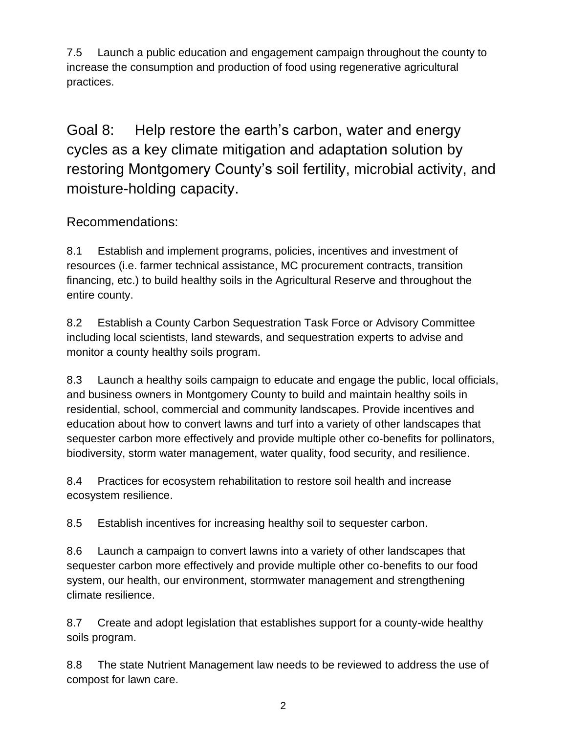7.5 Launch a public education and engagement campaign throughout the county to increase the consumption and production of food using regenerative agricultural practices.

## Goal 8: Help restore the earth's carbon, water and energy cycles as a key climate mitigation and adaptation solution by restoring Montgomery County's soil fertility, microbial activity, and moisture-holding capacity.

### Recommendations:

8.1 Establish and implement programs, policies, incentives and investment of resources (i.e. farmer technical assistance, MC procurement contracts, transition financing, etc.) to build healthy soils in the Agricultural Reserve and throughout the entire county.

8.2 Establish a County Carbon Sequestration Task Force or Advisory Committee including local scientists, land stewards, and sequestration experts to advise and monitor a county healthy soils program.

8.3 Launch a healthy soils campaign to educate and engage the public, local officials, and business owners in Montgomery County to build and maintain healthy soils in residential, school, commercial and community landscapes. Provide incentives and education about how to convert lawns and turf into a variety of other landscapes that sequester carbon more effectively and provide multiple other co-benefits for pollinators, biodiversity, storm water management, water quality, food security, and resilience.

8.4 Practices for ecosystem rehabilitation to restore soil health and increase ecosystem resilience.

8.5 Establish incentives for increasing healthy soil to sequester carbon.

8.6 Launch a campaign to convert lawns into a variety of other landscapes that sequester carbon more effectively and provide multiple other co-benefits to our food system, our health, our environment, stormwater management and strengthening climate resilience.

8.7 Create and adopt legislation that establishes support for a county-wide healthy soils program.

8.8 The state Nutrient Management law needs to be reviewed to address the use of compost for lawn care.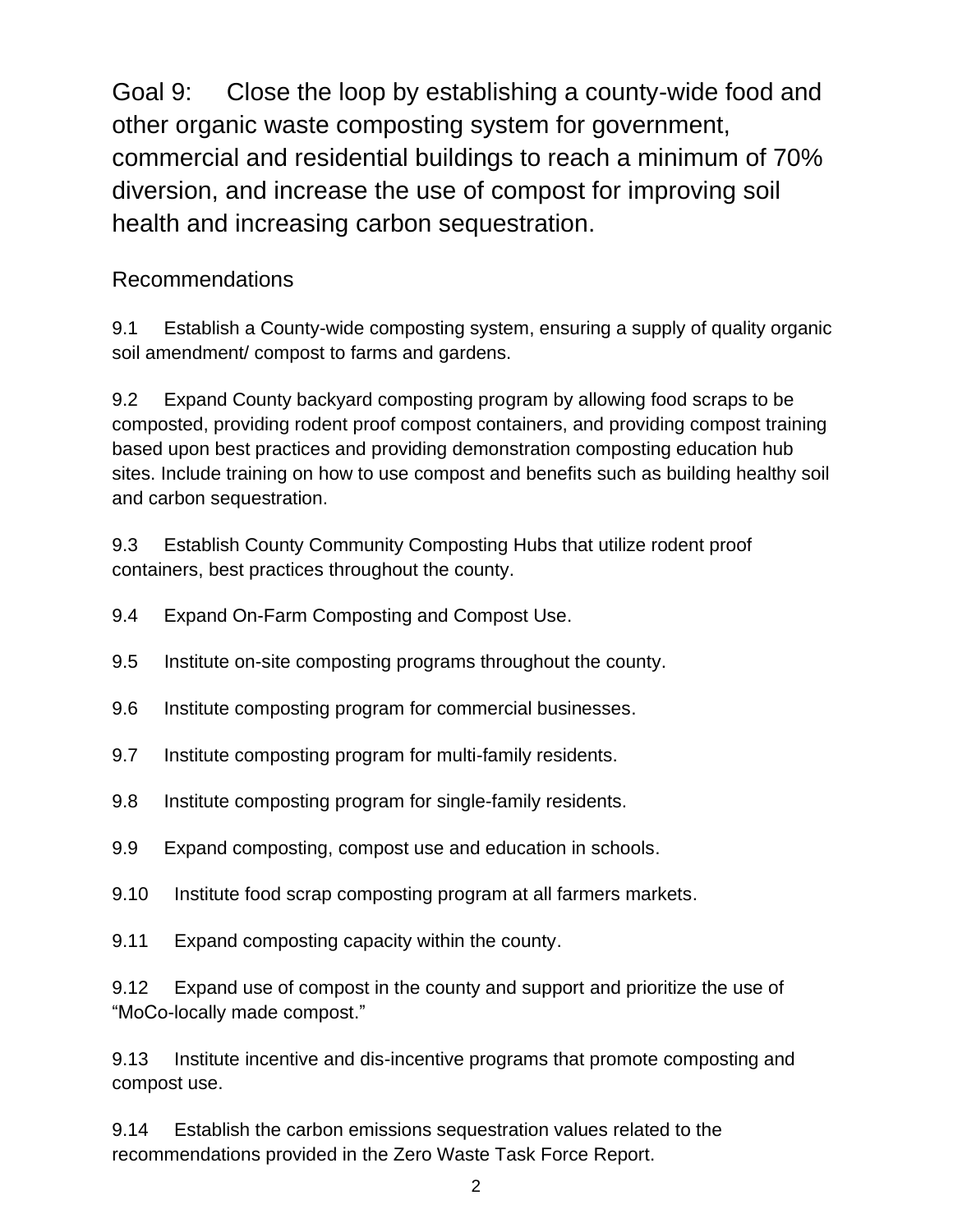# Goal 9: Close the loop by establishing a county-wide food and other organic waste composting system for government, commercial and residential buildings to reach a minimum of 70% diversion, and increase the use of compost for improving soil health and increasing carbon sequestration.

## Recommendations

9.1 Establish a County-wide composting system, ensuring a supply of quality organic soil amendment/ compost to farms and gardens.

9.2 Expand County backyard composting program by allowing food scraps to be composted, providing rodent proof compost containers, and providing compost training based upon best practices and providing demonstration composting education hub sites. Include training on how to use compost and benefits such as building healthy soil and carbon sequestration.

9.3 Establish County Community Composting Hubs that utilize rodent proof containers, best practices throughout the county.

9.4 Expand On-Farm Composting and Compost Use.

9.5 Institute on-site composting programs throughout the county.

9.6 Institute composting program for commercial businesses.

9.7 Institute composting program for multi-family residents.

9.8 Institute composting program for single-family residents.

9.9 Expand composting, compost use and education in schools.

9.10 Institute food scrap composting program at all farmers markets.

9.11 Expand composting capacity within the county.

9.12 Expand use of compost in the county and support and prioritize the use of "MoCo-locally made compost."

9.13 Institute incentive and dis-incentive programs that promote composting and compost use.

9.14 Establish the carbon emissions sequestration values related to the recommendations provided in the Zero Waste Task Force Report.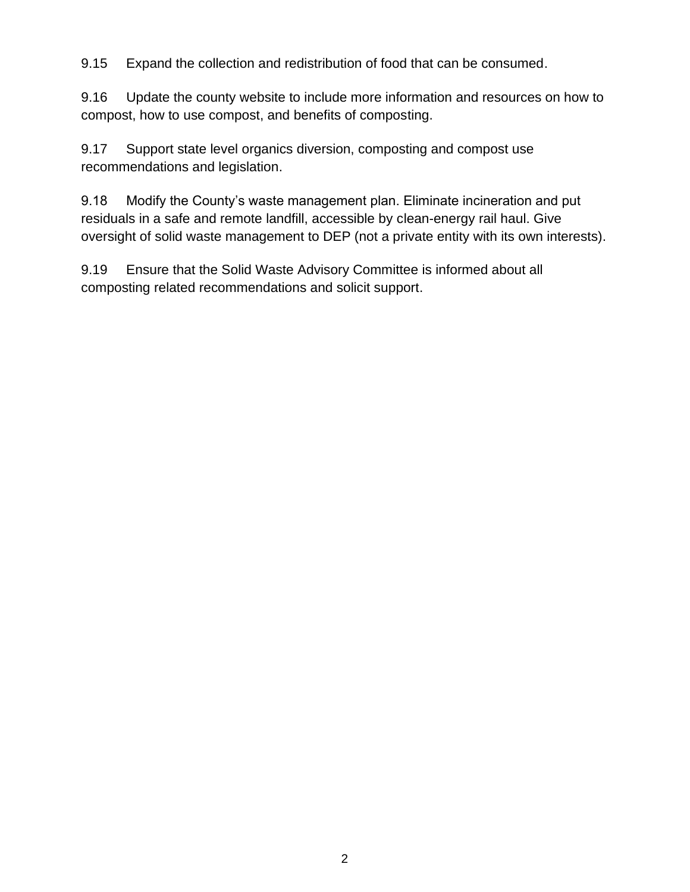9.15 Expand the collection and redistribution of food that can be consumed.

9.16 Update the county website to include more information and resources on how to compost, how to use compost, and benefits of composting.

9.17 Support state level organics diversion, composting and compost use recommendations and legislation.

9.18 Modify the County's waste management plan. Eliminate incineration and put residuals in a safe and remote landfill, accessible by clean-energy rail haul. Give oversight of solid waste management to DEP (not a private entity with its own interests).

9.19 Ensure that the Solid Waste Advisory Committee is informed about all composting related recommendations and solicit support.